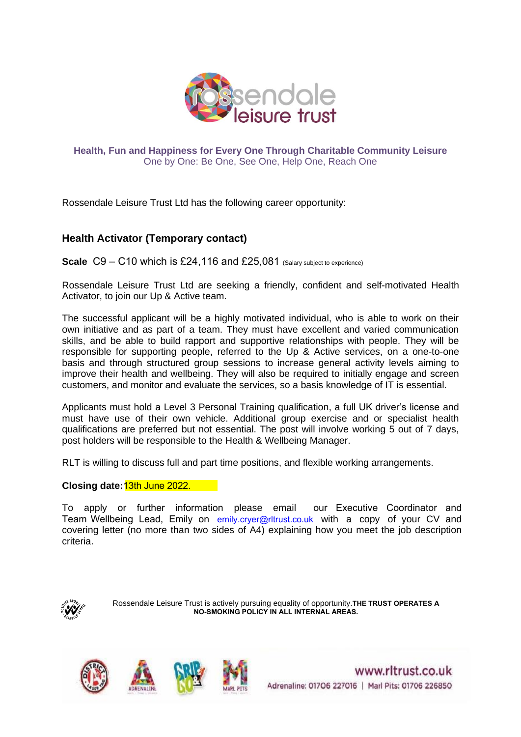**Health, Fun and Happiness for Every One Through Charitable Community Leisure**
One by One: Be One, See One, Help One, Reach One

Rossendale Leisure Trust Ltd has the following career opportunity:

## Health Activator (Temporary contact)

**Scale** C9 – C10 which is £24,116 and £25,081 (Salary subject to experience)

Rossendale Leisure Trust Ltd are seeking a friendly, confident and self-motivated Health Activator, to join our Up & Active team.

The successful applicant will be a highly motivated individual, who is able to work on their own initiative and as part of a team. They must have excellent and varied communication skills, and be able to build rapport and supportive relationships with people. They will be responsible for supporting people, referred to the Up & Active services, on a one-to-one basis and through structured group sessions to increase general activity levels aiming to improve their health and wellbeing. They will also be required to initially engage and screen customers, and monitor and evaluate the services, so a basis knowledge of IT is essential.

Applicants must hold a Level 3 Personal Training qualification, a full UK driver's license and must have use of their own vehicle. Additional group exercise and or specialist health qualifications are preferred but not essential. The post will involve working 5 out of 7 days, post holders will be responsible to the Health & Wellbeing Manager.

RLT is willing to discuss full and part time positions, and flexible working arrangements.

**Closing date:** 13th June 2022.

To apply or further information please email our Executive Coordinator and Team Wellbeing Lead, Emily on emily.cryer@rltrust.co.uk with a copy of your CV and covering letter (no more than two sides of A4) explaining how you meet the job description criteria.

Rossendale Leisure Trust is actively pursuing equality of opportunity. **THE TRUST OPERATES A NO-SMOKING POLICY IN ALL INTERNAL AREAS.**

www.rltrust.co.uk
Adrenaline: 01706 227016 | Marl Pits: 01706 226850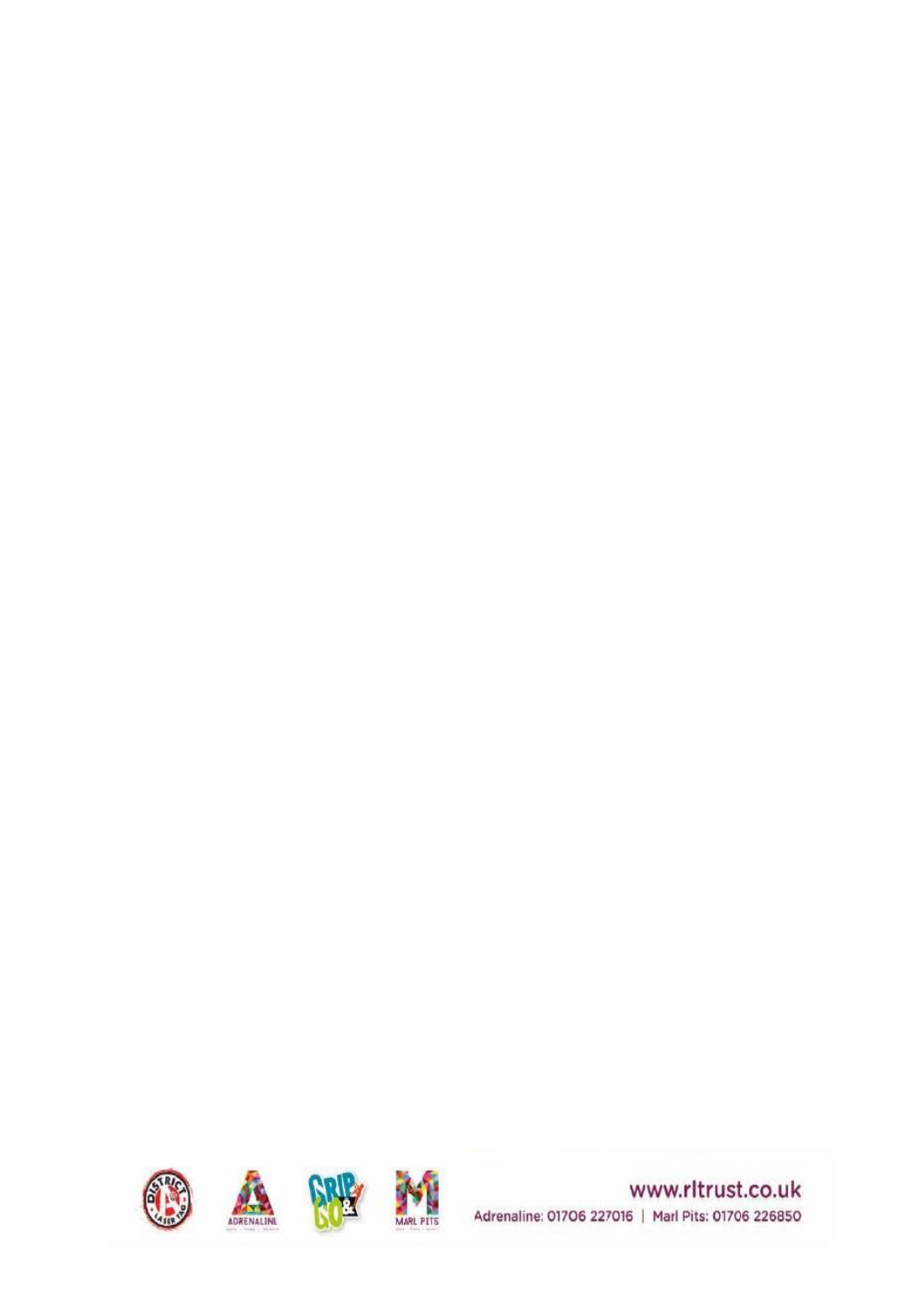www.rltrust.co.uk

Adrenaline: 01706 227016 | Marl Pits: 01706 226850